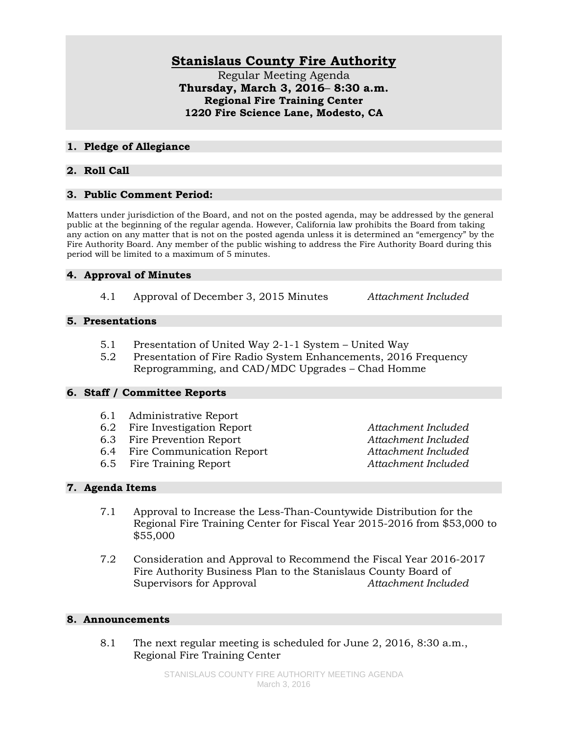# Stanislaus County Fire Authority

Regular Meeting Agenda
**Thursday, March 3, 2016– 8:30 a.m.**
**Regional Fire Training Center**
**1220 Fire Science Lane, Modesto, CA**

## 1. Pledge of Allegiance

## 2. Roll Call

## 3. Public Comment Period:

Matters under jurisdiction of the Board, and not on the posted agenda, may be addressed by the general public at the beginning of the regular agenda. However, California law prohibits the Board from taking any action on any matter that is not on the posted agenda unless it is determined an "emergency" by the Fire Authority Board. Any member of the public wishing to address the Fire Authority Board during this period will be limited to a maximum of 5 minutes.

## 4. Approval of Minutes

4.1 Approval of December 3, 2015 Minutes *Attachment Included*

## 5. Presentations

5.1 Presentation of United Way 2-1-1 System – United Way

5.2 Presentation of Fire Radio System Enhancements, 2016 Frequency Reprogramming, and CAD/MDC Upgrades – Chad Homme

## 6. Staff / Committee Reports

6.1 Administrative Report

6.2 Fire Investigation Report *Attachment Included*

6.3 Fire Prevention Report *Attachment Included*

6.4 Fire Communication Report *Attachment Included*

6.5 Fire Training Report *Attachment Included*

## 7. Agenda Items

7.1 Approval to Increase the Less-Than-Countywide Distribution for the Regional Fire Training Center for Fiscal Year 2015-2016 from $53,000 to $55,000

7.2 Consideration and Approval to Recommend the Fiscal Year 2016-2017 Fire Authority Business Plan to the Stanislaus County Board of Supervisors for Approval *Attachment Included*

## 8. Announcements

8.1 The next regular meeting is scheduled for June 2, 2016, 8:30 a.m., Regional Fire Training Center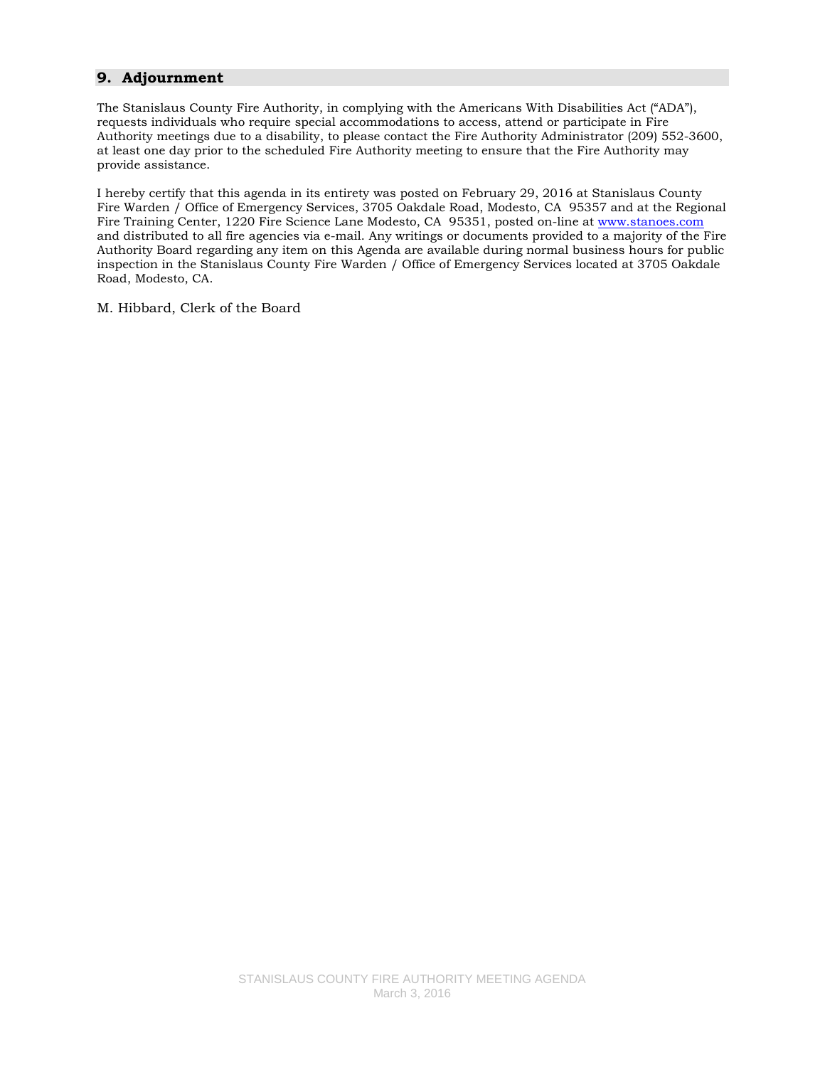## 9. Adjournment

The Stanislaus County Fire Authority, in complying with the Americans With Disabilities Act ("ADA"), requests individuals who require special accommodations to access, attend or participate in Fire Authority meetings due to a disability, to please contact the Fire Authority Administrator (209) 552-3600, at least one day prior to the scheduled Fire Authority meeting to ensure that the Fire Authority may provide assistance.

I hereby certify that this agenda in its entirety was posted on February 29, 2016 at Stanislaus County Fire Warden / Office of Emergency Services, 3705 Oakdale Road, Modesto, CA 95357 and at the Regional Fire Training Center, 1220 Fire Science Lane Modesto, CA 95351, posted on-line at www.stanoes.com and distributed to all fire agencies via e-mail. Any writings or documents provided to a majority of the Fire Authority Board regarding any item on this Agenda are available during normal business hours for public inspection in the Stanislaus County Fire Warden / Office of Emergency Services located at 3705 Oakdale Road, Modesto, CA.

M. Hibbard, Clerk of the Board